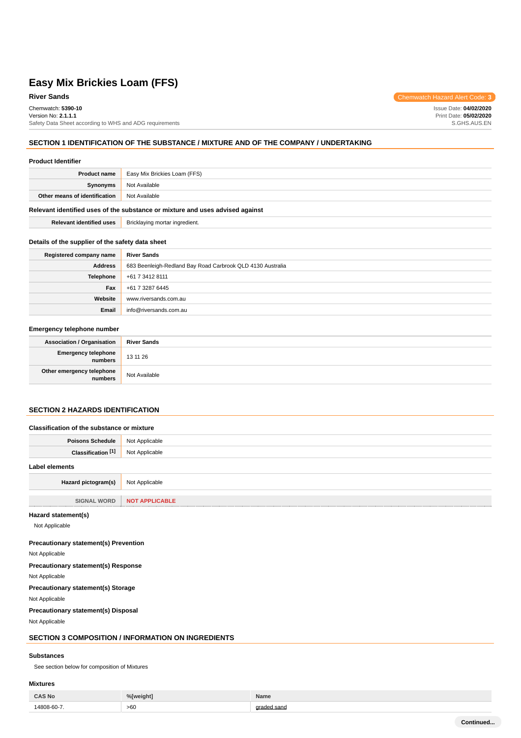# Easy Mix Brickies Loam (FFS)

**River Sands**

Chemwatch Hazard Alert Code: **3**

Chemwatch: **5390-10**
Version No: **2.1.1.1**
Safety Data Sheet according to WHS and ADG requirements

Issue Date: **04/02/2020**
Print Date: **05/02/2020**
S.GHS.AUS.EN

## SECTION 1 IDENTIFICATION OF THE SUBSTANCE / MIXTURE AND OF THE COMPANY / UNDERTAKING

### Product Identifier

| | |
|---|---|
| **Product name** | Easy Mix Brickies Loam (FFS) |
| **Synonyms** | Not Available |
| **Other means of identification** | Not Available |

### Relevant identified uses of the substance or mixture and uses advised against

| | |
|---|---|
| **Relevant identified uses** | Bricklaying mortar ingredient. |

### Details of the supplier of the safety data sheet

| | |
|---|---|
| **Registered company name** | **River Sands** |
| **Address** | 683 Beenleigh-Redland Bay Road Carbrook QLD 4130 Australia |
| **Telephone** | +61 7 3412 8111 |
| **Fax** | +61 7 3287 6445 |
| **Website** | www.riversands.com.au |
| **Email** | info@riversands.com.au |

### Emergency telephone number

| | |
|---|---|
| **Association / Organisation** | **River Sands** |
| **Emergency telephone numbers** | 13 11 26 |
| **Other emergency telephone numbers** | Not Available |

## SECTION 2 HAZARDS IDENTIFICATION

### Classification of the substance or mixture

| | |
|---|---|
| **Poisons Schedule** | Not Applicable |
| **Classification [1]** | Not Applicable |

### Label elements

| | |
|---|---|
| **Hazard pictogram(s)** | Not Applicable |
| **SIGNAL WORD** | **NOT APPLICABLE** |

### Hazard statement(s)

Not Applicable

### Precautionary statement(s) Prevention

Not Applicable

### Precautionary statement(s) Response

Not Applicable

### Precautionary statement(s) Storage

Not Applicable

### Precautionary statement(s) Disposal

Not Applicable

## SECTION 3 COMPOSITION / INFORMATION ON INGREDIENTS

### Substances

See section below for composition of Mixtures

### Mixtures

| CAS No | %[weight] | Name |
|---|---|---|
| 14808-60-7. | >60 | graded sand |

Continued...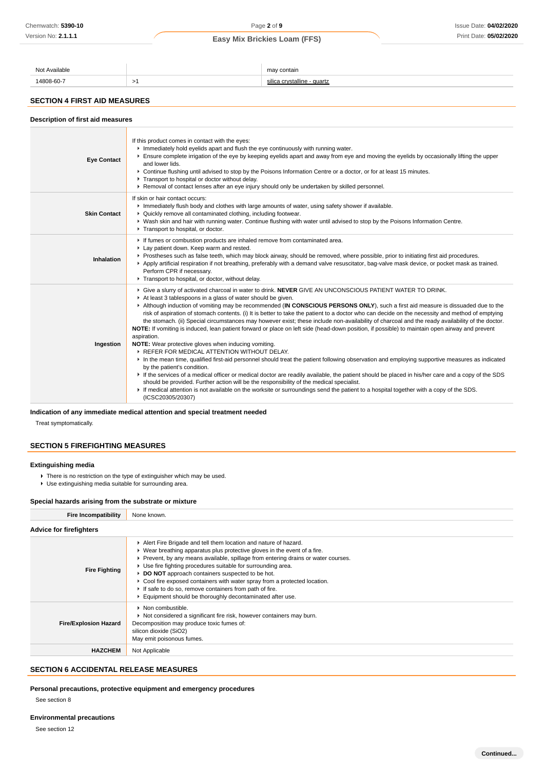| Not Available | | may contain |
|---|---|---|
| 14808-60-7 | >1 | silica crystalline - quartz |

## SECTION 4 FIRST AID MEASURES

### Description of first aid measures

| | |
|---|---|
| **Eye Contact** | If this product comes in contact with the eyes:<br>▸ Immediately hold eyelids apart and flush the eye continuously with running water.<br>▸ Ensure complete irrigation of the eye by keeping eyelids apart and away from eye and moving the eyelids by occasionally lifting the upper and lower lids.<br>▸ Continue flushing until advised to stop by the Poisons Information Centre or a doctor, or for at least 15 minutes.<br>▸ Transport to hospital or doctor without delay.<br>▸ Removal of contact lenses after an eye injury should only be undertaken by skilled personnel. |
| **Skin Contact** | If skin or hair contact occurs:<br>▸ Immediately flush body and clothes with large amounts of water, using safety shower if available.<br>▸ Quickly remove all contaminated clothing, including footwear.<br>▸ Wash skin and hair with running water. Continue flushing with water until advised to stop by the Poisons Information Centre.<br>▸ Transport to hospital, or doctor. |
| **Inhalation** | ▸ If fumes or combustion products are inhaled remove from contaminated area.<br>▸ Lay patient down. Keep warm and rested.<br>▸ Prostheses such as false teeth, which may block airway, should be removed, where possible, prior to initiating first aid procedures.<br>▸ Apply artificial respiration if not breathing, preferably with a demand valve resuscitator, bag-valve mask device, or pocket mask as trained. Perform CPR if necessary.<br>▸ Transport to hospital, or doctor, without delay. |
| **Ingestion** | ▸ Give a slurry of activated charcoal in water to drink. **NEVER** GIVE AN UNCONSCIOUS PATIENT WATER TO DRINK.<br>▸ At least 3 tablespoons in a glass of water should be given.<br>▸ Although induction of vomiting may be recommended (**IN CONSCIOUS PERSONS ONLY**), such a first aid measure is dissuaded due to the risk of aspiration of stomach contents. (i) It is better to take the patient to a doctor who can decide on the necessity and method of emptying the stomach. (ii) Special circumstances may however exist; these include non-availability of charcoal and the ready availability of the doctor.<br>**NOTE:** If vomiting is induced, lean patient forward or place on left side (head-down position, if possible) to maintain open airway and prevent aspiration.<br>**NOTE:** Wear protective gloves when inducing vomiting.<br>▸ REFER FOR MEDICAL ATTENTION WITHOUT DELAY.<br>▸ In the mean time, qualified first-aid personnel should treat the patient following observation and employing supportive measures as indicated by the patient's condition.<br>▸ If the services of a medical officer or medical doctor are readily available, the patient should be placed in his/her care and a copy of the SDS should be provided. Further action will be the responsibility of the medical specialist.<br>▸ If medical attention is not available on the worksite or surroundings send the patient to a hospital together with a copy of the SDS.<br>(ICSC20305/20307) |

### Indication of any immediate medical attention and special treatment needed

Treat symptomatically.

## SECTION 5 FIREFIGHTING MEASURES

### Extinguishing media

- There is no restriction on the type of extinguisher which may be used.
- Use extinguishing media suitable for surrounding area.

### Special hazards arising from the substrate or mixture

| | |
|---|---|
| **Fire Incompatibility** | None known. |

### Advice for firefighters

| | |
|---|---|
| **Fire Fighting** | ▸ Alert Fire Brigade and tell them location and nature of hazard.<br>▸ Wear breathing apparatus plus protective gloves in the event of a fire.<br>▸ Prevent, by any means available, spillage from entering drains or water courses.<br>▸ Use fire fighting procedures suitable for surrounding area.<br>▸ **DO NOT** approach containers suspected to be hot.<br>▸ Cool fire exposed containers with water spray from a protected location.<br>▸ If safe to do so, remove containers from path of fire.<br>▸ Equipment should be thoroughly decontaminated after use. |
| **Fire/Explosion Hazard** | ▸ Non combustible.<br>▸ Not considered a significant fire risk, however containers may burn.<br>Decomposition may produce toxic fumes of:<br>silicon dioxide ($SiO_2$)<br>May emit poisonous fumes. |
| **HAZCHEM** | Not Applicable |

## SECTION 6 ACCIDENTAL RELEASE MEASURES

### Personal precautions, protective equipment and emergency procedures

See section 8

### Environmental precautions

See section 12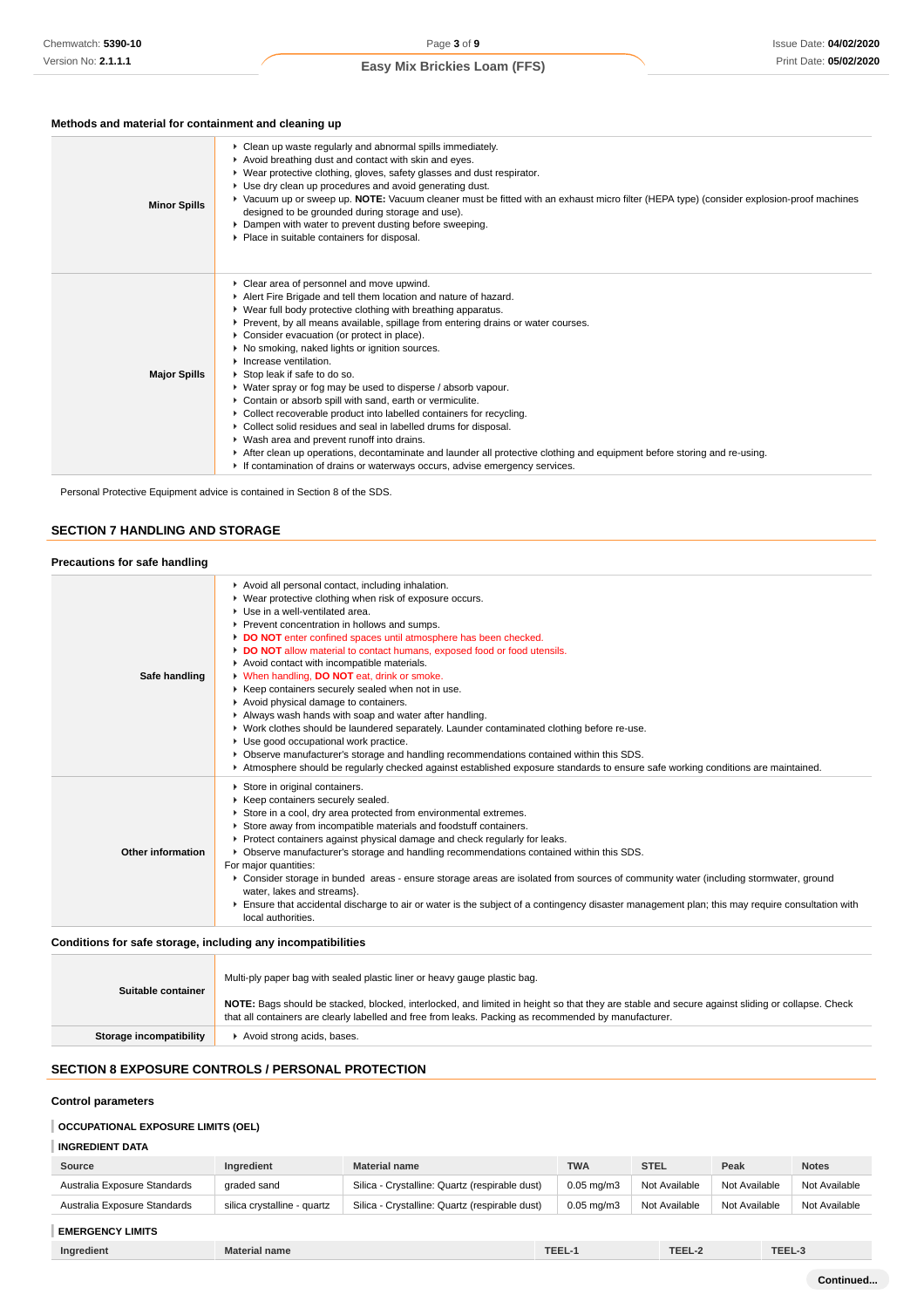### Methods and material for containment and cleaning up

| | |
|---|---|
| **Minor Spills** | - Clean up waste regularly and abnormal spills immediately.<br>- Avoid breathing dust and contact with skin and eyes.<br>- Wear protective clothing, gloves, safety glasses and dust respirator.<br>- Use dry clean up procedures and avoid generating dust.<br>- Vacuum up or sweep up. **NOTE:** Vacuum cleaner must be fitted with an exhaust micro filter (HEPA type) (consider explosion-proof machines designed to be grounded during storage and use).<br>- Dampen with water to prevent dusting before sweeping.<br>- Place in suitable containers for disposal. |
| **Major Spills** | - Clear area of personnel and move upwind.<br>- Alert Fire Brigade and tell them location and nature of hazard.<br>- Wear full body protective clothing with breathing apparatus.<br>- Prevent, by all means available, spillage from entering drains or water courses.<br>- Consider evacuation (or protect in place).<br>- No smoking, naked lights or ignition sources.<br>- Increase ventilation.<br>- Stop leak if safe to do so.<br>- Water spray or fog may be used to disperse / absorb vapour.<br>- Contain or absorb spill with sand, earth or vermiculite.<br>- Collect recoverable product into labelled containers for recycling.<br>- Collect solid residues and seal in labelled drums for disposal.<br>- Wash area and prevent runoff into drains.<br>- After clean up operations, decontaminate and launder all protective clothing and equipment before storing and re-using.<br>- If contamination of drains or waterways occurs, advise emergency services. |

Personal Protective Equipment advice is contained in Section 8 of the SDS.

## SECTION 7 HANDLING AND STORAGE

### Precautions for safe handling

| | |
|---|---|
| **Safe handling** | - Avoid all personal contact, including inhalation.<br>- Wear protective clothing when risk of exposure occurs.<br>- Use in a well-ventilated area.<br>- Prevent concentration in hollows and sumps.<br>- **DO NOT** enter confined spaces until atmosphere has been checked.<br>- **DO NOT** allow material to contact humans, exposed food or food utensils.<br>- Avoid contact with incompatible materials.<br>- When handling, **DO NOT** eat, drink or smoke.<br>- Keep containers securely sealed when not in use.<br>- Avoid physical damage to containers.<br>- Always wash hands with soap and water after handling.<br>- Work clothes should be laundered separately. Launder contaminated clothing before re-use.<br>- Use good occupational work practice.<br>- Observe manufacturer's storage and handling recommendations contained within this SDS.<br>- Atmosphere should be regularly checked against established exposure standards to ensure safe working conditions are maintained. |
| **Other information** | - Store in original containers.<br>- Keep containers securely sealed.<br>- Store in a cool, dry area protected from environmental extremes.<br>- Store away from incompatible materials and foodstuff containers.<br>- Protect containers against physical damage and check regularly for leaks.<br>- Observe manufacturer's storage and handling recommendations contained within this SDS.<br>For major quantities:<br>- Consider storage in bunded areas - ensure storage areas are isolated from sources of community water (including stormwater, ground water, lakes and streams}.<br>- Ensure that accidental discharge to air or water is the subject of a contingency disaster management plan; this may require consultation with local authorities. |

### Conditions for safe storage, including any incompatibilities

| | |
|---|---|
| **Suitable container** | Multi-ply paper bag with sealed plastic liner or heavy gauge plastic bag.<br><br>**NOTE:** Bags should be stacked, blocked, interlocked, and limited in height so that they are stable and secure against sliding or collapse. Check that all containers are clearly labelled and free from leaks. Packing as recommended by manufacturer. |
| **Storage incompatibility** | - Avoid strong acids, bases. |

## SECTION 8 EXPOSURE CONTROLS / PERSONAL PROTECTION

### Control parameters

**OCCUPATIONAL EXPOSURE LIMITS (OEL)**

**INGREDIENT DATA**

| Source | Ingredient | Material name | TWA | STEL | Peak | Notes |
|---|---|---|---|---|---|---|
| Australia Exposure Standards | graded sand | Silica - Crystalline: Quartz (respirable dust) | 0.05 mg/m3 | Not Available | Not Available | Not Available |
| Australia Exposure Standards | silica crystalline - quartz | Silica - Crystalline: Quartz (respirable dust) | 0.05 mg/m3 | Not Available | Not Available | Not Available |

**EMERGENCY LIMITS**

| Ingredient | Material name | TEEL-1 | TEEL-2 | TEEL-3 |
|---|---|---|---|---|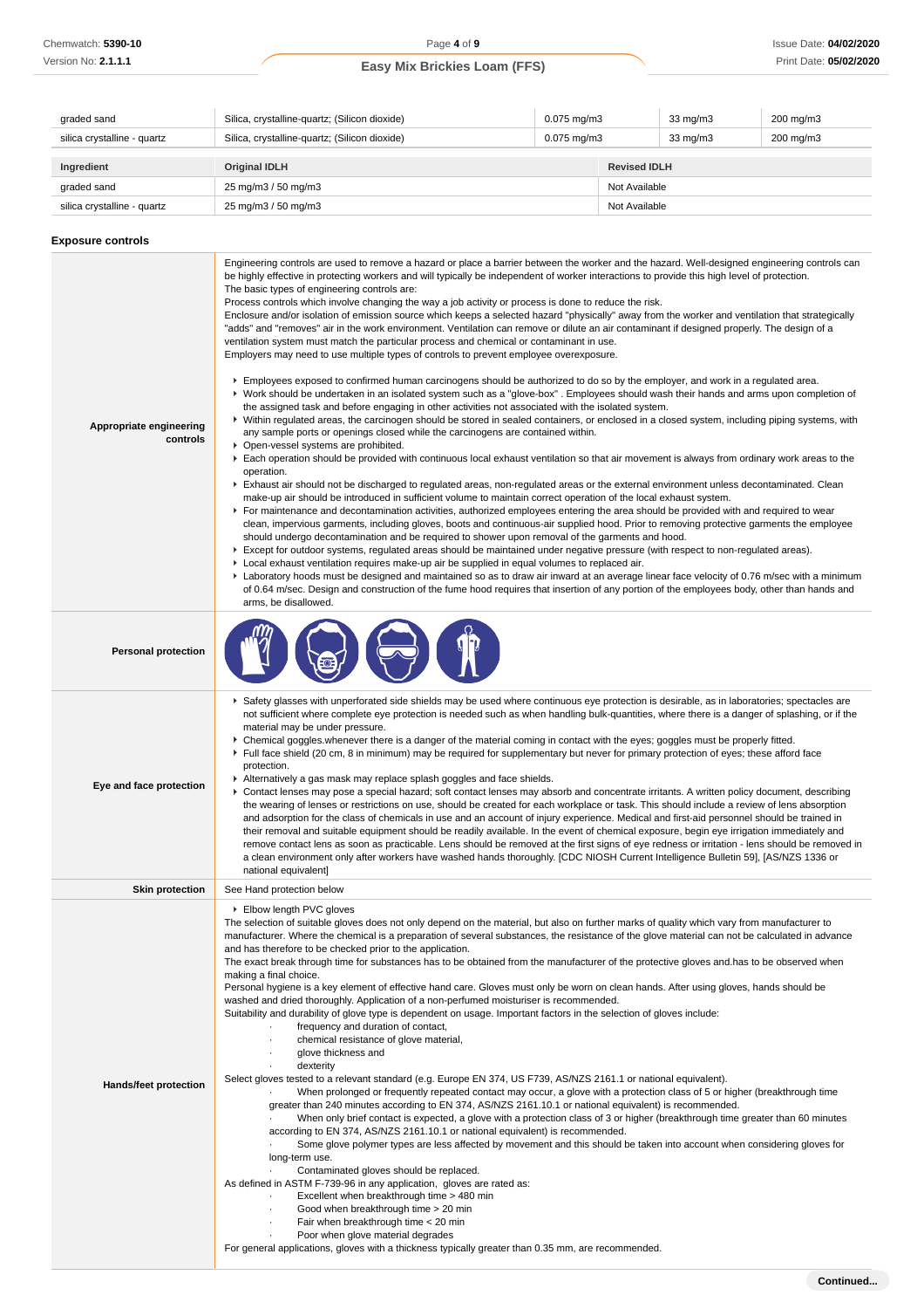| graded sand | Silica, crystalline-quartz; (Silicon dioxide) | 0.075 mg/m3 | 33 mg/m3 | 200 mg/m3 |
|---|---|---|---|---|
| silica crystalline - quartz | Silica, crystalline-quartz; (Silicon dioxide) | 0.075 mg/m3 | 33 mg/m3 | 200 mg/m3 |

| Ingredient | Original IDLH | Revised IDLH |
|---|---|---|
| graded sand | 25 mg/m3 / 50 mg/m3 | Not Available |
| silica crystalline - quartz | 25 mg/m3 / 50 mg/m3 | Not Available |

### Exposure controls

**Appropriate engineering controls**

Engineering controls are used to remove a hazard or place a barrier between the worker and the hazard. Well-designed engineering controls can be highly effective in protecting workers and will typically be independent of worker interactions to provide this high level of protection.
The basic types of engineering controls are:
Process controls which involve changing the way a job activity or process is done to reduce the risk.
Enclosure and/or isolation of emission source which keeps a selected hazard "physically" away from the worker and ventilation that strategically "adds" and "removes" air in the work environment. Ventilation can remove or dilute an air contaminant if designed properly. The design of a ventilation system must match the particular process and chemical or contaminant in use.
Employers may need to use multiple types of controls to prevent employee overexposure.

- Employees exposed to confirmed human carcinogens should be authorized to do so by the employer, and work in a regulated area.
- Work should be undertaken in an isolated system such as a "glove-box" . Employees should wash their hands and arms upon completion of the assigned task and before engaging in other activities not associated with the isolated system.
- Within regulated areas, the carcinogen should be stored in sealed containers, or enclosed in a closed system, including piping systems, with any sample ports or openings closed while the carcinogens are contained within.
- Open-vessel systems are prohibited.
- Each operation should be provided with continuous local exhaust ventilation so that air movement is always from ordinary work areas to the operation.
- Exhaust air should not be discharged to regulated areas, non-regulated areas or the external environment unless decontaminated. Clean make-up air should be introduced in sufficient volume to maintain correct operation of the local exhaust system.
- For maintenance and decontamination activities, authorized employees entering the area should be provided with and required to wear clean, impervious garments, including gloves, boots and continuous-air supplied hood. Prior to removing protective garments the employee should undergo decontamination and be required to shower upon removal of the garments and hood.
- Except for outdoor systems, regulated areas should be maintained under negative pressure (with respect to non-regulated areas).
- Local exhaust ventilation requires make-up air be supplied in equal volumes to replaced air.
- Laboratory hoods must be designed and maintained so as to draw air inward at an average linear face velocity of 0.76 m/sec with a minimum of 0.64 m/sec. Design and construction of the fume hood requires that insertion of any portion of the employees body, other than hands and arms, be disallowed.

**Personal protection**

**Eye and face protection**

- Safety glasses with unperforated side shields may be used where continuous eye protection is desirable, as in laboratories; spectacles are not sufficient where complete eye protection is needed such as when handling bulk-quantities, where there is a danger of splashing, or if the material may be under pressure.
- Chemical goggles.whenever there is a danger of the material coming in contact with the eyes; goggles must be properly fitted.
- Full face shield (20 cm, 8 in minimum) may be required for supplementary but never for primary protection of eyes; these afford face protection.
- Alternatively a gas mask may replace splash goggles and face shields.
- Contact lenses may pose a special hazard; soft contact lenses may absorb and concentrate irritants. A written policy document, describing the wearing of lenses or restrictions on use, should be created for each workplace or task. This should include a review of lens absorption and adsorption for the class of chemicals in use and an account of injury experience. Medical and first-aid personnel should be trained in their removal and suitable equipment should be readily available. In the event of chemical exposure, begin eye irrigation immediately and remove contact lens as soon as practicable. Lens should be removed at the first signs of eye redness or irritation - lens should be removed in a clean environment only after workers have washed hands thoroughly. [CDC NIOSH Current Intelligence Bulletin 59], [AS/NZS 1336 or national equivalent]

**Skin protection**

See Hand protection below

**Hands/feet protection**

- Elbow length PVC gloves

The selection of suitable gloves does not only depend on the material, but also on further marks of quality which vary from manufacturer to manufacturer. Where the chemical is a preparation of several substances, the resistance of the glove material can not be calculated in advance and has therefore to be checked prior to the application.
The exact break through time for substances has to be obtained from the manufacturer of the protective gloves and.has to be observed when making a final choice.
Personal hygiene is a key element of effective hand care. Gloves must only be worn on clean hands. After using gloves, hands should be washed and dried thoroughly. Application of a non-perfumed moisturiser is recommended.
Suitability and durability of glove type is dependent on usage. Important factors in the selection of gloves include:

- frequency and duration of contact,
- chemical resistance of glove material,
- glove thickness and
- dexterity

Select gloves tested to a relevant standard (e.g. Europe EN 374, US F739, AS/NZS 2161.1 or national equivalent).

- When prolonged or frequently repeated contact may occur, a glove with a protection class of 5 or higher (breakthrough time greater than 240 minutes according to EN 374, AS/NZS 2161.10.1 or national equivalent) is recommended.
- When only brief contact is expected, a glove with a protection class of 3 or higher (breakthrough time greater than 60 minutes according to EN 374, AS/NZS 2161.10.1 or national equivalent) is recommended.
- Some glove polymer types are less affected by movement and this should be taken into account when considering gloves for long-term use.
- Contaminated gloves should be replaced.

As defined in ASTM F-739-96 in any application, gloves are rated as:

- Excellent when breakthrough time > 480 min
- Good when breakthrough time > 20 min
- Fair when breakthrough time < 20 min
- Poor when glove material degrades

For general applications, gloves with a thickness typically greater than 0.35 mm, are recommended.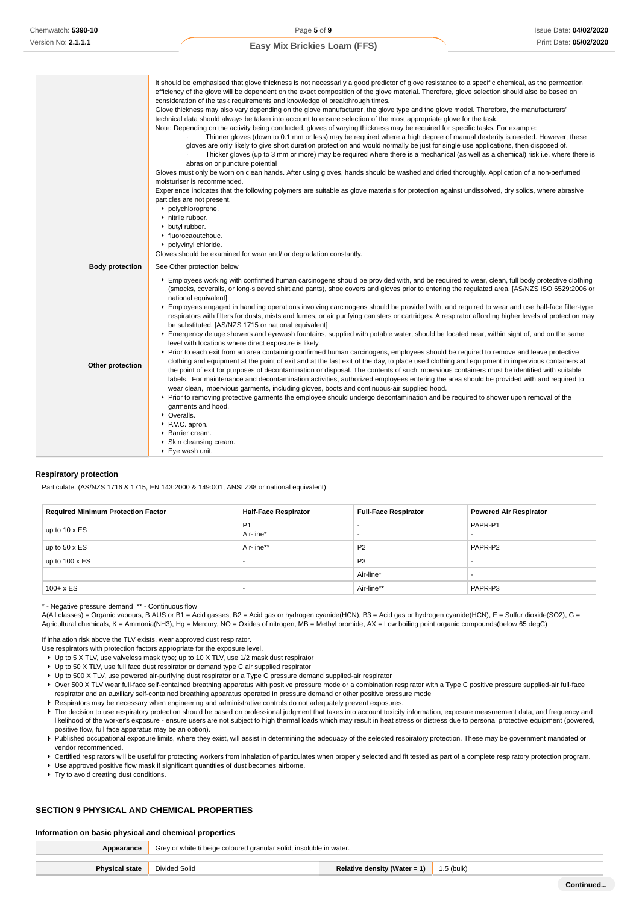| | |
|---|---|
| | It should be emphasised that glove thickness is not necessarily a good predictor of glove resistance to a specific chemical, as the permeation efficiency of the glove will be dependent on the exact composition of the glove material. Therefore, glove selection should also be based on consideration of the task requirements and knowledge of breakthrough times.<br>Glove thickness may also vary depending on the glove manufacturer, the glove type and the glove model. Therefore, the manufacturers' technical data should always be taken into account to ensure selection of the most appropriate glove for the task.<br>Note: Depending on the activity being conducted, gloves of varying thickness may be required for specific tasks. For example:<br>· Thinner gloves (down to 0.1 mm or less) may be required where a high degree of manual dexterity is needed. However, these gloves are only likely to give short duration protection and would normally be just for single use applications, then disposed of.<br>· Thicker gloves (up to 3 mm or more) may be required where there is a mechanical (as well as a chemical) risk i.e. where there is abrasion or puncture potential<br>Gloves must only be worn on clean hands. After using gloves, hands should be washed and dried thoroughly. Application of a non-perfumed moisturiser is recommended.<br>Experience indicates that the following polymers are suitable as glove materials for protection against undissolved, dry solids, where abrasive particles are not present.<br>▸ polychloroprene.<br>▸ nitrile rubber.<br>▸ butyl rubber.<br>▸ fluorocaoutchouc.<br>▸ polyvinyl chloride.<br>Gloves should be examined for wear and/ or degradation constantly. |
| **Body protection** | See Other protection below |
| **Other protection** | ▸ Employees working with confirmed human carcinogens should be provided with, and be required to wear, clean, full body protective clothing (smocks, coveralls, or long-sleeved shirt and pants), shoe covers and gloves prior to entering the regulated area. [AS/NZS ISO 6529:2006 or national equivalent]<br>▸ Employees engaged in handling operations involving carcinogens should be provided with, and required to wear and use half-face filter-type respirators with filters for dusts, mists and fumes, or air purifying canisters or cartridges. A respirator affording higher levels of protection may be substituted. [AS/NZS 1715 or national equivalent]<br>▸ Emergency deluge showers and eyewash fountains, supplied with potable water, should be located near, within sight of, and on the same level with locations where direct exposure is likely.<br>▸ Prior to each exit from an area containing confirmed human carcinogens, employees should be required to remove and leave protective clothing and equipment at the point of exit and at the last exit of the day, to place used clothing and equipment in impervious containers at the point of exit for purposes of decontamination or disposal. The contents of such impervious containers must be identified with suitable labels. For maintenance and decontamination activities, authorized employees entering the area should be provided with and required to wear clean, impervious garments, including gloves, boots and continuous-air supplied hood.<br>▸ Prior to removing protective garments the employee should undergo decontamination and be required to shower upon removal of the garments and hood.<br>▸ Overalls.<br>▸ P.V.C. apron.<br>▸ Barrier cream.<br>▸ Skin cleansing cream.<br>▸ Eye wash unit. |

### Respiratory protection

Particulate. (AS/NZS 1716 & 1715, EN 143:2000 & 149:001, ANSI Z88 or national equivalent)

| Required Minimum Protection Factor | Half-Face Respirator | Full-Face Respirator | Powered Air Respirator |
|---|---|---|---|
| up to 10 x ES | P1<br>Air-line* | -<br>- | PAPR-P1<br>- |
| up to 50 x ES | Air-line** | P2 | PAPR-P2 |
| up to 100 x ES | - | P3 | - |
| | | Air-line* | - |
| 100+ x ES | - | Air-line** | PAPR-P3 |

\* - Negative pressure demand ** - Continuous flow

A(All classes) = Organic vapours, B AUS or B1 = Acid gasses, B2 = Acid gas or hydrogen cyanide(HCN), B3 = Acid gas or hydrogen cyanide(HCN), E = Sulfur dioxide(SO2), G = Agricultural chemicals, K = Ammonia(NH3), Hg = Mercury, NO = Oxides of nitrogen, MB = Methyl bromide, AX = Low boiling point organic compounds(below 65 degC)

If inhalation risk above the TLV exists, wear approved dust respirator.
Use respirators with protection factors appropriate for the exposure level.

- Up to 5 X TLV, use valveless mask type; up to 10 X TLV, use 1/2 mask dust respirator
- Up to 50 X TLV, use full face dust respirator or demand type C air supplied respirator
- Up to 500 X TLV, use powered air-purifying dust respirator or a Type C pressure demand supplied-air respirator
- Over 500 X TLV wear full-face self-contained breathing apparatus with positive pressure mode or a combination respirator with a Type C positive pressure supplied-air full-face respirator and an auxiliary self-contained breathing apparatus operated in pressure demand or other positive pressure mode
- Respirators may be necessary when engineering and administrative controls do not adequately prevent exposures.
- The decision to use respiratory protection should be based on professional judgment that takes into account toxicity information, exposure measurement data, and frequency and likelihood of the worker's exposure - ensure users are not subject to high thermal loads which may result in heat stress or distress due to personal protective equipment (powered, positive flow, full face apparatus may be an option).
- Published occupational exposure limits, where they exist, will assist in determining the adequacy of the selected respiratory protection. These may be government mandated or vendor recommended.
- Certified respirators will be useful for protecting workers from inhalation of particulates when properly selected and fit tested as part of a complete respiratory protection program.
- Use approved positive flow mask if significant quantities of dust becomes airborne.
- Try to avoid creating dust conditions.

## SECTION 9 PHYSICAL AND CHEMICAL PROPERTIES

### Information on basic physical and chemical properties

| | | | |
|---|---|---|---|
| **Appearance** | Grey or white ti beige coloured granular solid; insoluble in water. | | |
| **Physical state** | Divided Solid | **Relative density (Water = 1)** | 1.5 (bulk) |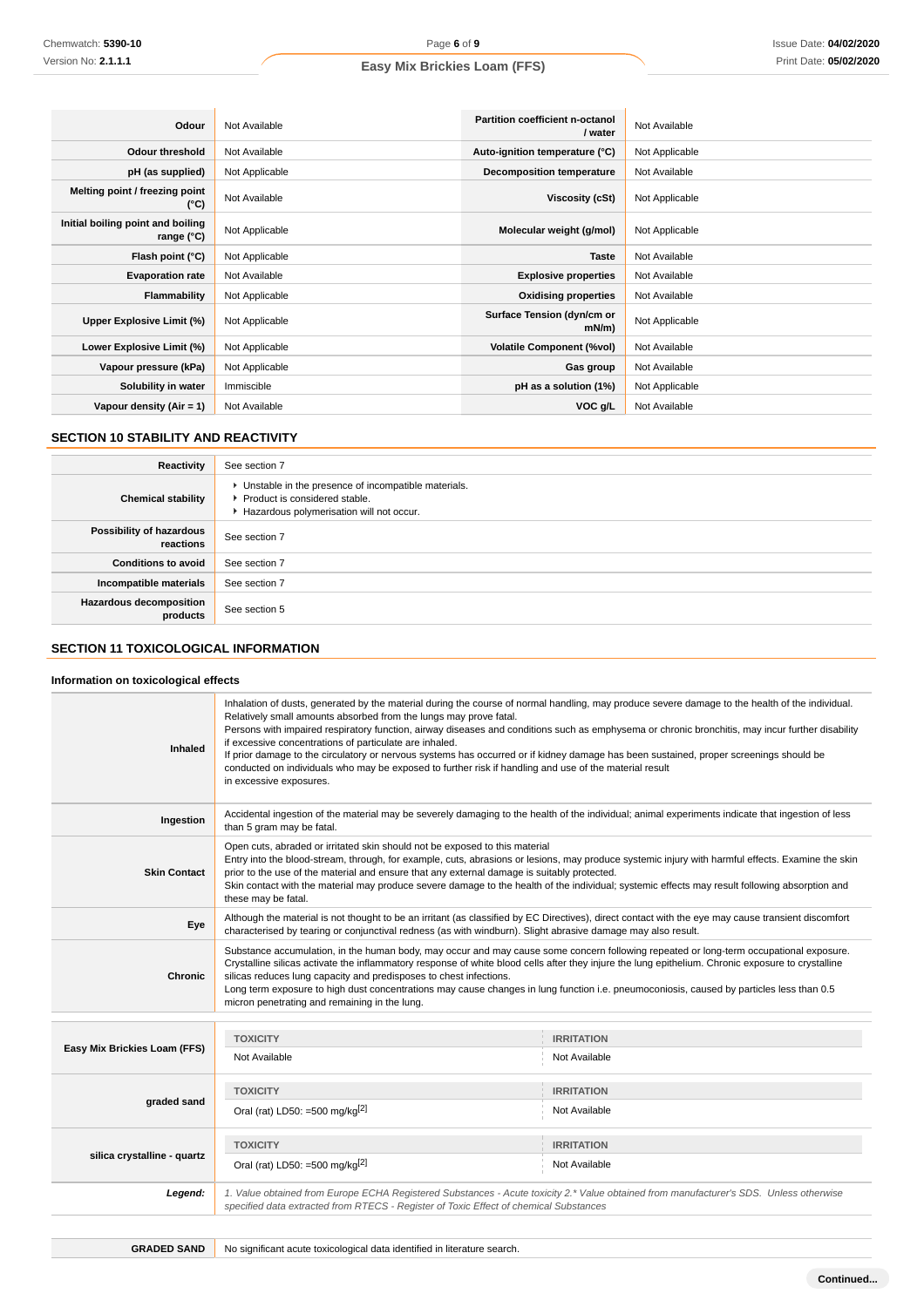| | | | |
|---|---|---|---|
| **Odour** | Not Available | **Partition coefficient n-octanol / water** | Not Available |
| **Odour threshold** | Not Available | **Auto-ignition temperature (°C)** | Not Applicable |
| **pH (as supplied)** | Not Applicable | **Decomposition temperature** | Not Available |
| **Melting point / freezing point (°C)** | Not Available | **Viscosity (cSt)** | Not Applicable |
| **Initial boiling point and boiling range (°C)** | Not Applicable | **Molecular weight (g/mol)** | Not Applicable |
| **Flash point (°C)** | Not Applicable | **Taste** | Not Available |
| **Evaporation rate** | Not Available | **Explosive properties** | Not Available |
| **Flammability** | Not Applicable | **Oxidising properties** | Not Available |
| **Upper Explosive Limit (%)** | Not Applicable | **Surface Tension (dyn/cm or mN/m)** | Not Applicable |
| **Lower Explosive Limit (%)** | Not Applicable | **Volatile Component (%vol)** | Not Available |
| **Vapour pressure (kPa)** | Not Applicable | **Gas group** | Not Available |
| **Solubility in water** | Immiscible | **pH as a solution (1%)** | Not Applicable |
| **Vapour density (Air = 1)** | Not Available | **VOC g/L** | Not Available |

## SECTION 10 STABILITY AND REACTIVITY

| | |
|---|---|
| **Reactivity** | See section 7 |
| **Chemical stability** | ▸ Unstable in the presence of incompatible materials.<br>▸ Product is considered stable.<br>▸ Hazardous polymerisation will not occur. |
| **Possibility of hazardous reactions** | See section 7 |
| **Conditions to avoid** | See section 7 |
| **Incompatible materials** | See section 7 |
| **Hazardous decomposition products** | See section 5 |

## SECTION 11 TOXICOLOGICAL INFORMATION

### Information on toxicological effects

| | |
|---|---|
| **Inhaled** | Inhalation of dusts, generated by the material during the course of normal handling, may produce severe damage to the health of the individual. Relatively small amounts absorbed from the lungs may prove fatal.<br>Persons with impaired respiratory function, airway diseases and conditions such as emphysema or chronic bronchitis, may incur further disability if excessive concentrations of particulate are inhaled.<br>If prior damage to the circulatory or nervous systems has occurred or if kidney damage has been sustained, proper screenings should be conducted on individuals who may be exposed to further risk if handling and use of the material result in excessive exposures. |
| **Ingestion** | Accidental ingestion of the material may be severely damaging to the health of the individual; animal experiments indicate that ingestion of less than 5 gram may be fatal. |
| **Skin Contact** | Open cuts, abraded or irritated skin should not be exposed to this material<br>Entry into the blood-stream, through, for example, cuts, abrasions or lesions, may produce systemic injury with harmful effects. Examine the skin prior to the use of the material and ensure that any external damage is suitably protected.<br>Skin contact with the material may produce severe damage to the health of the individual; systemic effects may result following absorption and these may be fatal. |
| **Eye** | Although the material is not thought to be an irritant (as classified by EC Directives), direct contact with the eye may cause transient discomfort characterised by tearing or conjunctival redness (as with windburn). Slight abrasive damage may also result. |
| **Chronic** | Substance accumulation, in the human body, may occur and may cause some concern following repeated or long-term occupational exposure.<br>Crystalline silicas activate the inflammatory response of white blood cells after they injure the lung epithelium. Chronic exposure to crystalline silicas reduces lung capacity and predisposes to chest infections.<br>Long term exposure to high dust concentrations may cause changes in lung function i.e. pneumoconiosis, caused by particles less than 0.5 micron penetrating and remaining in the lung. |

| | TOXICITY | IRRITATION |
|---|---|---|
| **Easy Mix Brickies Loam (FFS)** | Not Available | Not Available |
| **graded sand** | Oral (rat) LD50: =500 mg/kg[2] | Not Available |
| **silica crystalline - quartz** | Oral (rat) LD50: =500 mg/kg[2] | Not Available |
| ***Legend:*** | *1. Value obtained from Europe ECHA Registered Substances - Acute toxicity 2.\* Value obtained from manufacturer's SDS. Unless otherwise specified data extracted from RTECS - Register of Toxic Effect of chemical Substances* | |

| | |
|---|---|
| **GRADED SAND** | No significant acute toxicological data identified in literature search. |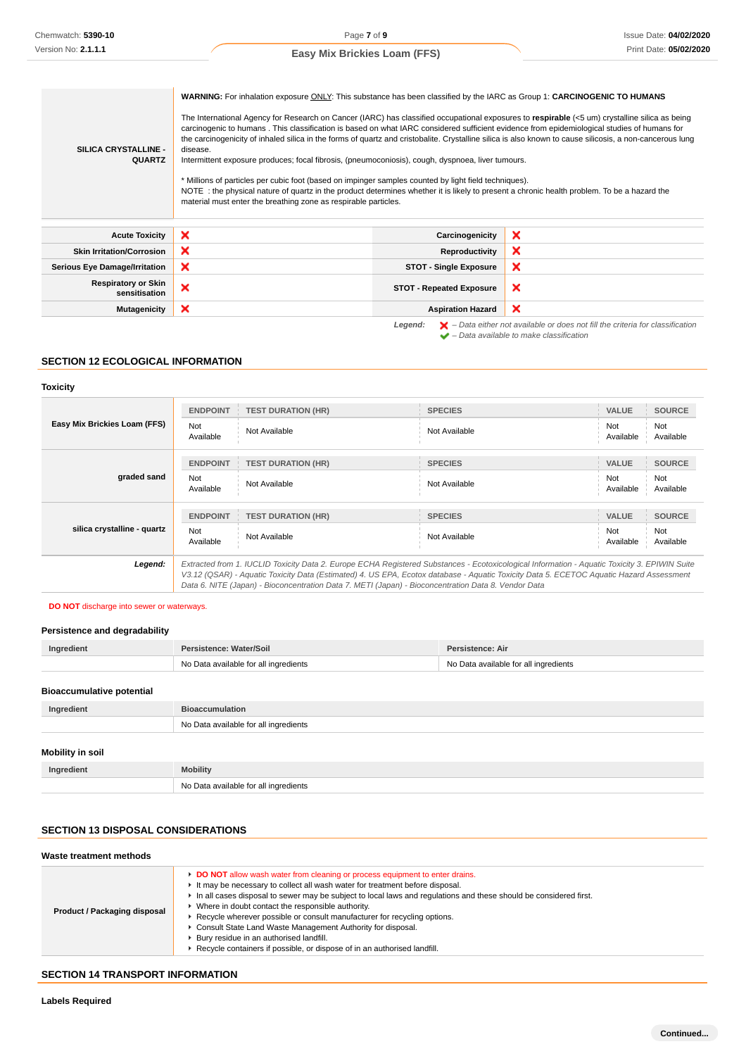| | |
|---|---|
| **SILICA CRYSTALLINE - QUARTZ** | **WARNING:** For inhalation exposure ONLY: This substance has been classified by the IARC as Group 1: **CARCINOGENIC TO HUMANS**<br><br>The International Agency for Research on Cancer (IARC) has classified occupational exposures to **respirable** (<5 um) crystalline silica as being carcinogenic to humans . This classification is based on what IARC considered sufficient evidence from epidemiological studies of humans for the carcinogenicity of inhaled silica in the forms of quartz and cristobalite. Crystalline silica is also known to cause silicosis, a non-cancerous lung disease.<br>Intermittent exposure produces; focal fibrosis, (pneumoconiosis), cough, dyspnoea, liver tumours.<br><br>* Millions of particles per cubic foot (based on impinger samples counted by light field techniques).<br>NOTE : the physical nature of quartz in the product determines whether it is likely to present a chronic health problem. To be a hazard the material must enter the breathing zone as respirable particles. |

| | | | |
|---|---|---|---|
| **Acute Toxicity** | ❌ | **Carcinogenicity** | ❌ |
| **Skin Irritation/Corrosion** | ❌ | **Reproductivity** | ❌ |
| **Serious Eye Damage/Irritation** | ❌ | **STOT - Single Exposure** | ❌ |
| **Respiratory or Skin sensitisation** | ❌ | **STOT - Repeated Exposure** | ❌ |
| **Mutagenicity** | ❌ | **Aspiration Hazard** | ❌ |

*Legend:* ❌ – *Data either not available or does not fill the criteria for classification*
✔ – *Data available to make classification*

## SECTION 12 ECOLOGICAL INFORMATION

### Toxicity

| | ENDPOINT | TEST DURATION (HR) | SPECIES | VALUE | SOURCE |
|---|---|---|---|---|---|
| **Easy Mix Brickies Loam (FFS)** | Not Available | Not Available | Not Available | Not Available | Not Available |
| **graded sand** | Not Available | Not Available | Not Available | Not Available | Not Available |
| **silica crystalline - quartz** | Not Available | Not Available | Not Available | Not Available | Not Available |

***Legend:*** *Extracted from 1. IUCLID Toxicity Data 2. Europe ECHA Registered Substances - Ecotoxicological Information - Aquatic Toxicity 3. EPIWIN Suite V3.12 (QSAR) - Aquatic Toxicity Data (Estimated) 4. US EPA, Ecotox database - Aquatic Toxicity Data 5. ECETOC Aquatic Hazard Assessment Data 6. NITE (Japan) - Bioconcentration Data 7. METI (Japan) - Bioconcentration Data 8. Vendor Data*

**DO NOT** discharge into sewer or waterways.

### Persistence and degradability

| Ingredient | Persistence: Water/Soil | Persistence: Air |
|---|---|---|
| | No Data available for all ingredients | No Data available for all ingredients |

### Bioaccumulative potential

| Ingredient | Bioaccumulation |
|---|---|
| | No Data available for all ingredients |

### Mobility in soil

| Ingredient | Mobility |
|---|---|
| | No Data available for all ingredients |

## SECTION 13 DISPOSAL CONSIDERATIONS

### Waste treatment methods

**Product / Packaging disposal**

- **DO NOT** allow wash water from cleaning or process equipment to enter drains.
- It may be necessary to collect all wash water for treatment before disposal.
- In all cases disposal to sewer may be subject to local laws and regulations and these should be considered first.
- Where in doubt contact the responsible authority.
- Recycle wherever possible or consult manufacturer for recycling options.
- Consult State Land Waste Management Authority for disposal.
- Bury residue in an authorised landfill.
- Recycle containers if possible, or dispose of in an authorised landfill.

## SECTION 14 TRANSPORT INFORMATION

### Labels Required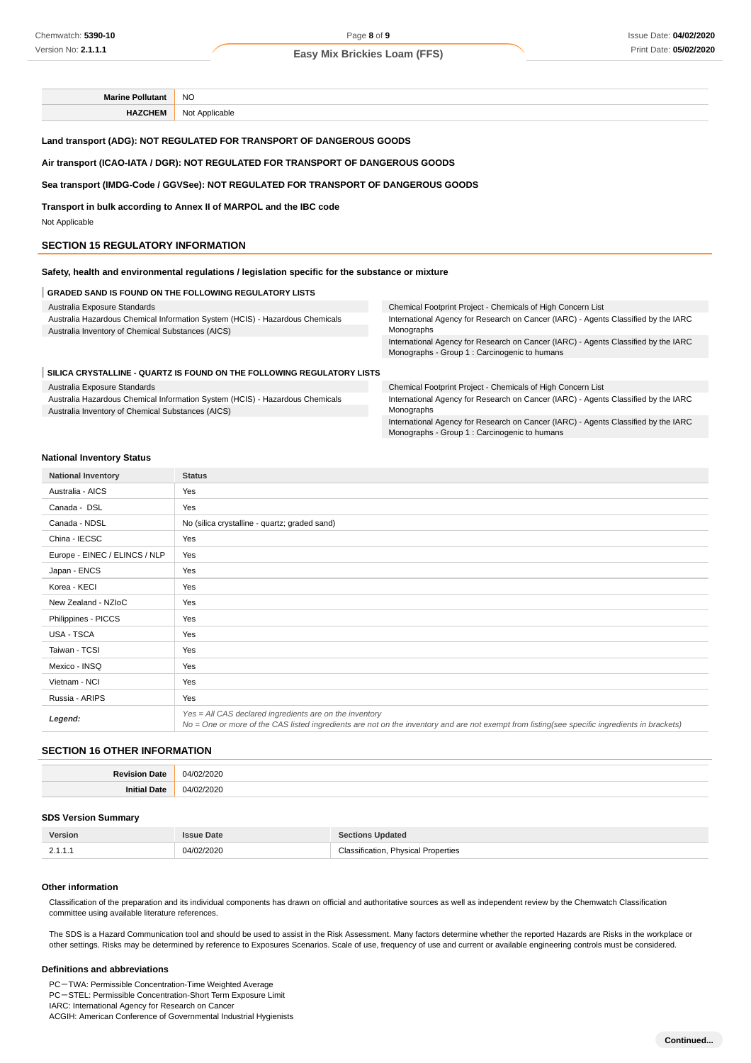| | |
|---|---|
| **Marine Pollutant** | NO |
| **HAZCHEM** | Not Applicable |

**Land transport (ADG): NOT REGULATED FOR TRANSPORT OF DANGEROUS GOODS**

**Air transport (ICAO-IATA / DGR): NOT REGULATED FOR TRANSPORT OF DANGEROUS GOODS**

**Sea transport (IMDG-Code / GGVSee): NOT REGULATED FOR TRANSPORT OF DANGEROUS GOODS**

**Transport in bulk according to Annex II of MARPOL and the IBC code**

Not Applicable

## SECTION 15 REGULATORY INFORMATION

**Safety, health and environmental regulations / legislation specific for the substance or mixture**

#### GRADED SAND IS FOUND ON THE FOLLOWING REGULATORY LISTS

| | |
|---|---|
| Australia Exposure Standards | Chemical Footprint Project - Chemicals of High Concern List |
| Australia Hazardous Chemical Information System (HCIS) - Hazardous Chemicals | International Agency for Research on Cancer (IARC) - Agents Classified by the IARC Monographs |
| Australia Inventory of Chemical Substances (AICS) | International Agency for Research on Cancer (IARC) - Agents Classified by the IARC Monographs - Group 1 : Carcinogenic to humans |

#### SILICA CRYSTALLINE - QUARTZ IS FOUND ON THE FOLLOWING REGULATORY LISTS

| | |
|---|---|
| Australia Exposure Standards | Chemical Footprint Project - Chemicals of High Concern List |
| Australia Hazardous Chemical Information System (HCIS) - Hazardous Chemicals | International Agency for Research on Cancer (IARC) - Agents Classified by the IARC Monographs |
| Australia Inventory of Chemical Substances (AICS) | International Agency for Research on Cancer (IARC) - Agents Classified by the IARC Monographs - Group 1 : Carcinogenic to humans |

**National Inventory Status**

| National Inventory | Status |
|---|---|
| Australia - AICS | Yes |
| Canada - DSL | Yes |
| Canada - NDSL | No (silica crystalline - quartz; graded sand) |
| China - IECSC | Yes |
| Europe - EINEC / ELINCS / NLP | Yes |
| Japan - ENCS | Yes |
| Korea - KECI | Yes |
| New Zealand - NZIoC | Yes |
| Philippines - PICCS | Yes |
| USA - TSCA | Yes |
| Taiwan - TCSI | Yes |
| Mexico - INSQ | Yes |
| Vietnam - NCI | Yes |
| Russia - ARIPS | Yes |
| ***Legend:*** | *Yes = All CAS declared ingredients are on the inventory*<br>*No = One or more of the CAS listed ingredients are not on the inventory and are not exempt from listing(see specific ingredients in brackets)* |

## SECTION 16 OTHER INFORMATION

| | |
|---|---|
| **Revision Date** | 04/02/2020 |
| **Initial Date** | 04/02/2020 |

**SDS Version Summary**

| Version | Issue Date | Sections Updated |
|---|---|---|
| 2.1.1.1 | 04/02/2020 | Classification, Physical Properties |

**Other information**

Classification of the preparation and its individual components has drawn on official and authoritative sources as well as independent review by the Chemwatch Classification committee using available literature references.

The SDS is a Hazard Communication tool and should be used to assist in the Risk Assessment. Many factors determine whether the reported Hazards are Risks in the workplace or other settings. Risks may be determined by reference to Exposures Scenarios. Scale of use, frequency of use and current or available engineering controls must be considered.

**Definitions and abbreviations**

PC－TWA: Permissible Concentration-Time Weighted Average
PC－STEL: Permissible Concentration-Short Term Exposure Limit
IARC: International Agency for Research on Cancer
ACGIH: American Conference of Governmental Industrial Hygienists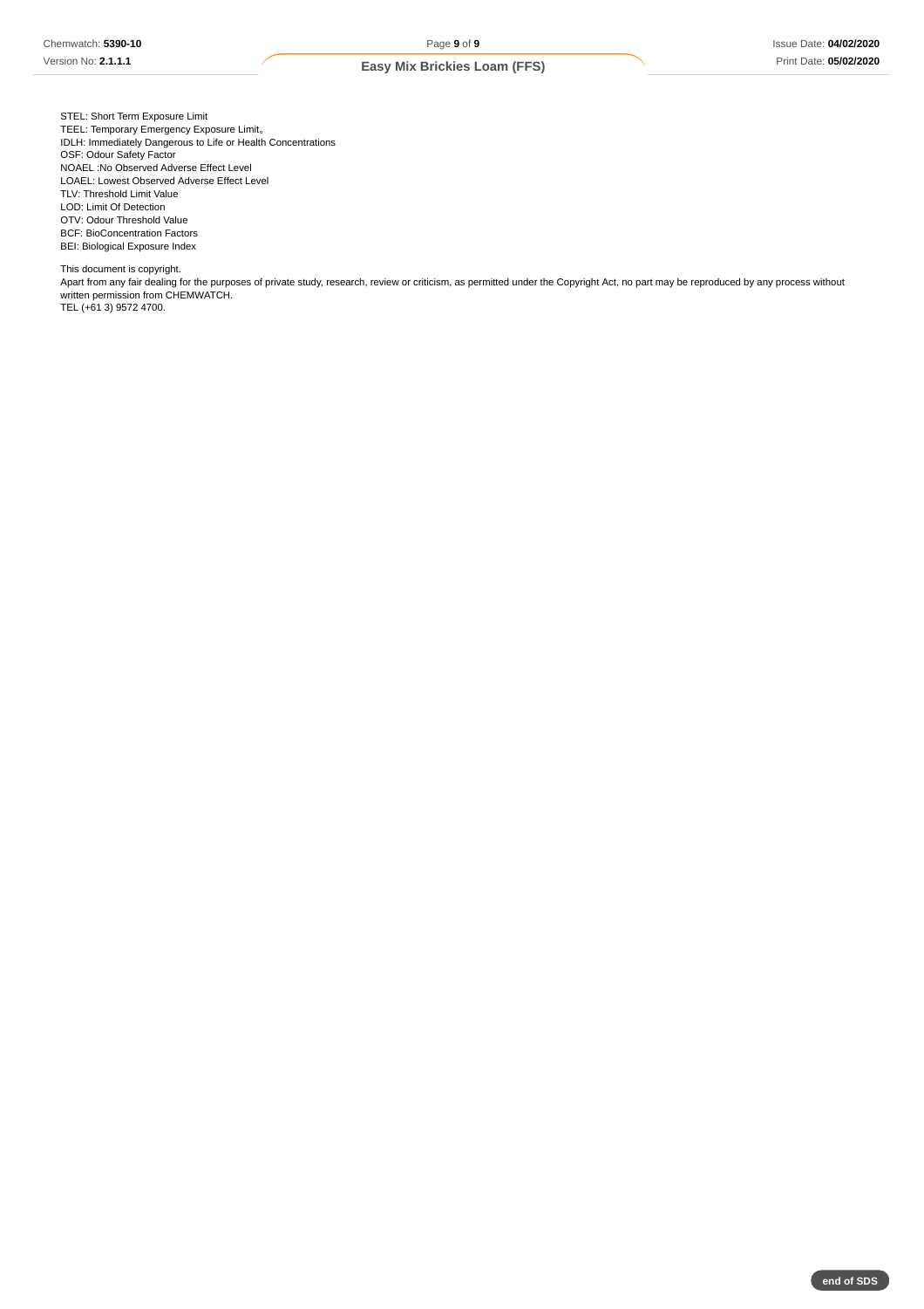STEL: Short Term Exposure Limit
TEEL: Temporary Emergency Exposure Limit。
IDLH: Immediately Dangerous to Life or Health Concentrations
OSF: Odour Safety Factor
NOAEL :No Observed Adverse Effect Level
LOAEL: Lowest Observed Adverse Effect Level
TLV: Threshold Limit Value
LOD: Limit Of Detection
OTV: Odour Threshold Value
BCF: BioConcentration Factors
BEI: Biological Exposure Index

This document is copyright.
Apart from any fair dealing for the purposes of private study, research, review or criticism, as permitted under the Copyright Act, no part may be reproduced by any process without written permission from CHEMWATCH.
TEL (+61 3) 9572 4700.

**end of SDS**